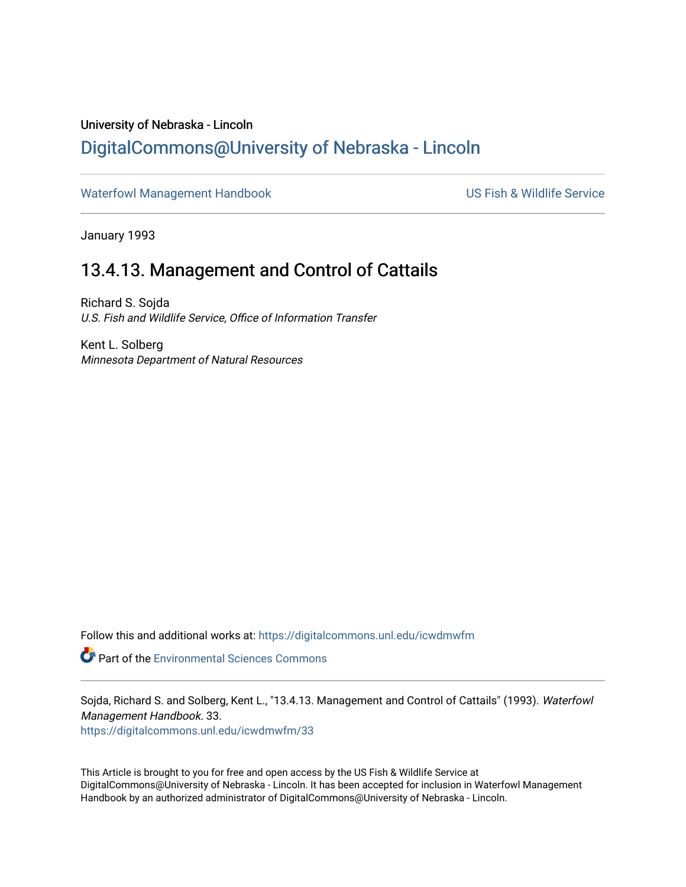University of Nebraska - Lincoln

# DigitalCommons@University of Nebraska - Lincoln

Waterfowl Management Handbook

US Fish & Wildlife Service

January 1993

## 13.4.13. Management and Control of Cattails

Richard S. Sojda
*U.S. Fish and Wildlife Service, Office of Information Transfer*

Kent L. Solberg
*Minnesota Department of Natural Resources*

Follow this and additional works at: https://digitalcommons.unl.edu/icwdmwfm

Part of the Environmental Sciences Commons

Sojda, Richard S. and Solberg, Kent L., "13.4.13. Management and Control of Cattails" (1993). *Waterfowl Management Handbook*. 33.
https://digitalcommons.unl.edu/icwdmwfm/33

This Article is brought to you for free and open access by the US Fish & Wildlife Service at DigitalCommons@University of Nebraska - Lincoln. It has been accepted for inclusion in Waterfowl Management Handbook by an authorized administrator of DigitalCommons@University of Nebraska - Lincoln.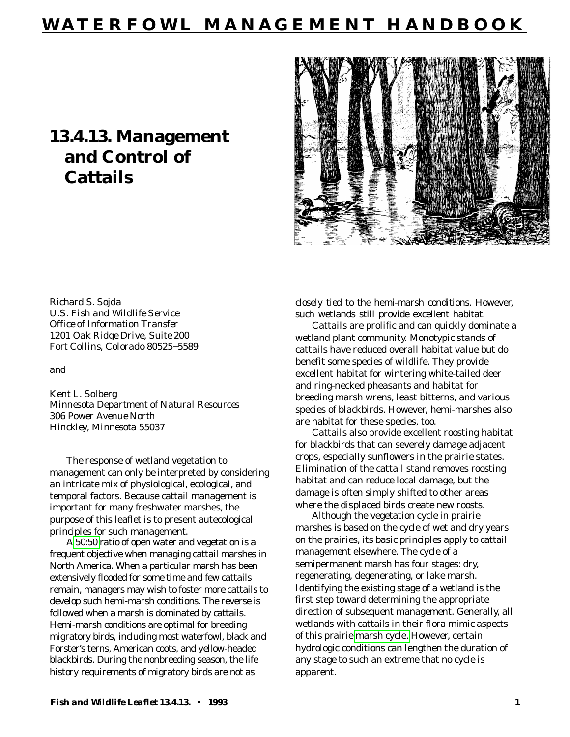# 13.4.13. Management and Control of Cattails

*Richard S. Sojda*
*U.S. Fish and Wildlife Service*
*Office of Information Transfer*
*1201 Oak Ridge Drive, Suite 200*
*Fort Collins, Colorado 80525–5589*

*and*

*Kent L. Solberg*
*Minnesota Department of Natural Resources*
*306 Power Avenue North*
*Hinckley, Minnesota 55037*

The response of wetland vegetation to management can only be interpreted by considering an intricate mix of physiological, ecological, and temporal factors. Because cattail management is important for many freshwater marshes, the purpose of this leaflet is to present autecological principles for such management.

A 50:50 ratio of open water and vegetation is a frequent objective when managing cattail marshes in North America. When a particular marsh has been extensively flooded for some time and few cattails remain, managers may wish to foster more cattails to develop such hemi-marsh conditions. The reverse is followed when a marsh is dominated by cattails. Hemi-marsh conditions are optimal for breeding migratory birds, including most waterfowl, black and Forster's terns, American coots, and yellow-headed blackbirds. During the nonbreeding season, the life history requirements of migratory birds are not as closely tied to the hemi-marsh conditions. However, such wetlands still provide excellent habitat.

Cattails are prolific and can quickly dominate a wetland plant community. Monotypic stands of cattails have reduced overall habitat value but do benefit some species of wildlife. They provide excellent habitat for wintering white-tailed deer and ring-necked pheasants and habitat for breeding marsh wrens, least bitterns, and various species of blackbirds. However, hemi-marshes also are habitat for these species, too.

Cattails also provide excellent roosting habitat for blackbirds that can severely damage adjacent crops, especially sunflowers in the prairie states. Elimination of the cattail stand removes roosting habitat and can reduce local damage, but the damage is often simply shifted to other areas where the displaced birds create new roosts.

Although the vegetation cycle in prairie marshes is based on the cycle of wet and dry years on the prairies, its basic principles apply to cattail management elsewhere. The cycle of a semipermanent marsh has four stages: dry, regenerating, degenerating, or lake marsh. Identifying the existing stage of a wetland is the first step toward determining the appropriate direction of subsequent management. Generally, all wetlands with cattails in their flora mimic aspects of this prairie marsh cycle. However, certain hydrologic conditions can lengthen the duration of any stage to such an extreme that no cycle is apparent.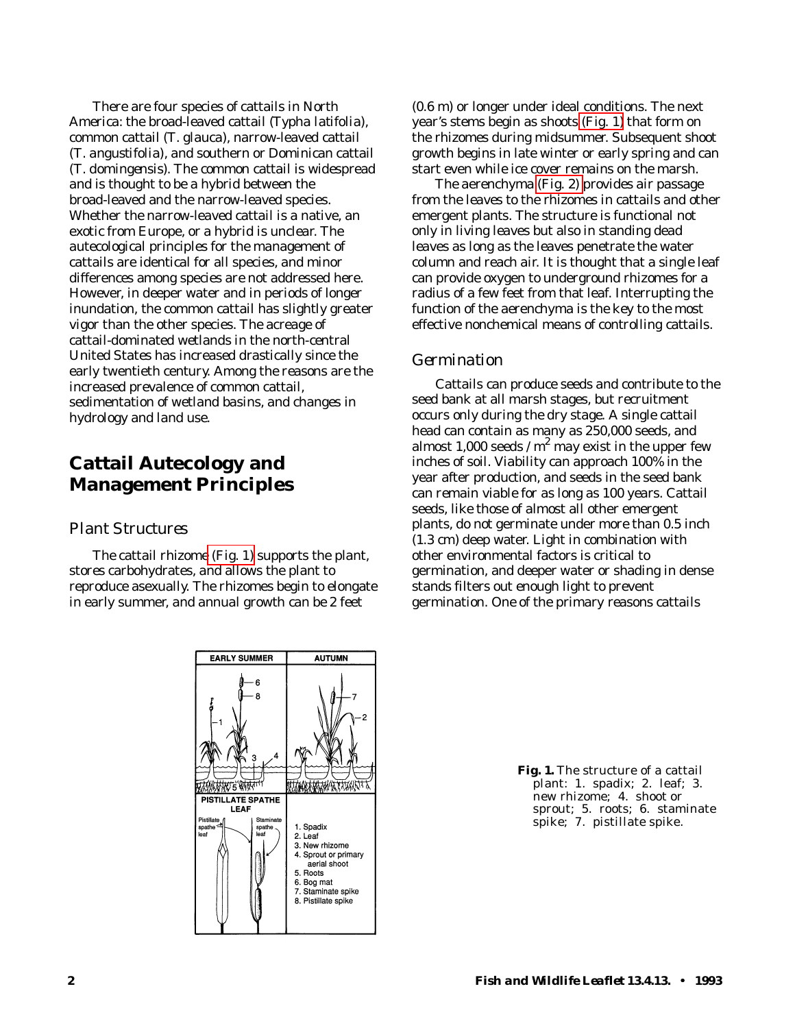There are four species of cattails in North America: the broad-leaved cattail (Typha latifolia), common cattail (T. glauca), narrow-leaved cattail (T. angustifolia), and southern or Dominican cattail (T. domingensis). The common cattail is widespread and is thought to be a hybrid between the broad-leaved and the narrow-leaved species. Whether the narrow-leaved cattail is a native, an exotic from Europe, or a hybrid is unclear. The autecological principles for the management of cattails are identical for all species, and minor differences among species are not addressed here. However, in deeper water and in periods of longer inundation, the common cattail has slightly greater vigor than the other species. The acreage of cattail-dominated wetlands in the north-central United States has increased drastically since the early twentieth century. Among the reasons are the increased prevalence of common cattail, sedimentation of wetland basins, and changes in hydrology and land use.

## Cattail Autecology and Management Principles

### Plant Structures

The cattail rhizome (Fig. 1) supports the plant, stores carbohydrates, and allows the plant to reproduce asexually. The rhizomes begin to elongate in early summer, and annual growth can be 2 feet (0.6 m) or longer under ideal conditions. The next year's stems begin as shoots (Fig. 1) that form on the rhizomes during midsummer. Subsequent shoot growth begins in late winter or early spring and can start even while ice cover remains on the marsh.

The aerenchyma (Fig. 2) provides air passage from the leaves to the rhizomes in cattails and other emergent plants. The structure is functional not only in living leaves but also in standing dead leaves as long as the leaves penetrate the water column and reach air. It is thought that a single leaf can provide oxygen to underground rhizomes for a radius of a few feet from that leaf. Interrupting the function of the aerenchyma is the key to the most effective nonchemical means of controlling cattails.

### Germination

Cattails can produce seeds and contribute to the seed bank at all marsh stages, but recruitment occurs only during the dry stage. A single cattail head can contain as many as 250,000 seeds, and almost 1,000 seeds / $m^2$ may exist in the upper few inches of soil. Viability can approach 100% in the year after production, and seeds in the seed bank can remain viable for as long as 100 years. Cattail seeds, like those of almost all other emergent plants, do not germinate under more than 0.5 inch (1.3 cm) deep water. Light in combination with other environmental factors is critical to germination, and deeper water or shading in dense stands filters out enough light to prevent germination. One of the primary reasons cattails

**Fig. 1.** The structure of a cattail plant: 1. spadix; 2. leaf; 3. new rhizome; 4. shoot or sprout; 5. roots; 6. staminate spike; 7. pistillate spike.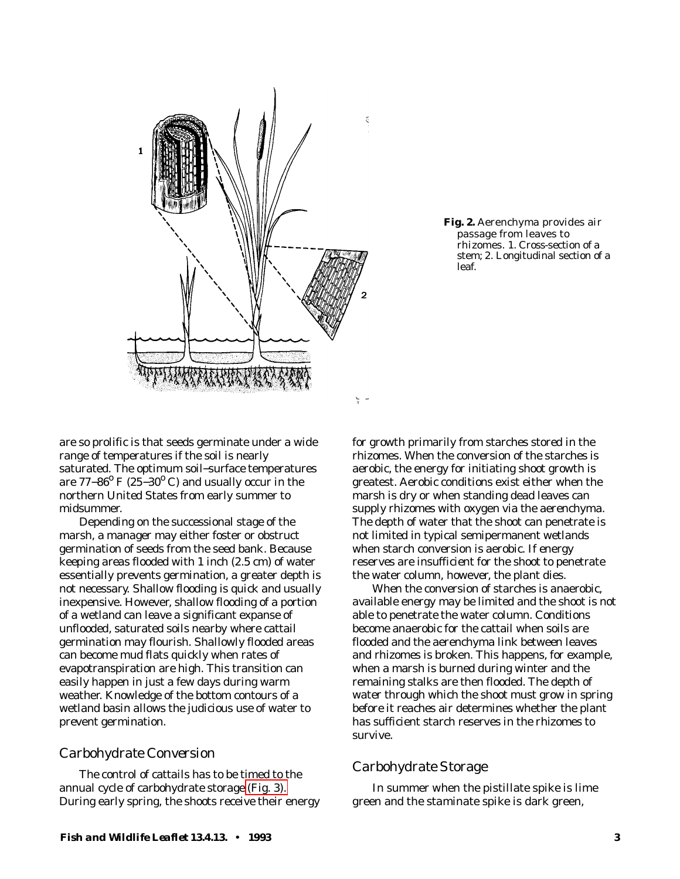**Fig. 2.** Aerenchyma provides air passage from leaves to rhizomes. 1. Cross-section of a stem; 2. Longitudinal section of a leaf.

are so prolific is that seeds germinate under a wide range of temperatures if the soil is nearly saturated. The optimum soil–surface temperatures are 77–86$^{o}$ F (25–30$^{o}$ C) and usually occur in the northern United States from early summer to midsummer.

Depending on the successional stage of the marsh, a manager may either foster or obstruct germination of seeds from the seed bank. Because keeping areas flooded with 1 inch (2.5 cm) of water essentially prevents germination, a greater depth is not necessary. Shallow flooding is quick and usually inexpensive. However, shallow flooding of a portion of a wetland can leave a significant expanse of unflooded, saturated soils nearby where cattail germination may flourish. Shallowly flooded areas can become mud flats quickly when rates of evapotranspiration are high. This transition can easily happen in just a few days during warm weather. Knowledge of the bottom contours of a wetland basin allows the judicious use of water to prevent germination.

## Carbohydrate Conversion

The control of cattails has to be timed to the annual cycle of carbohydrate storage (Fig. 3). During early spring, the shoots receive their energy for growth primarily from starches stored in the rhizomes. When the conversion of the starches is aerobic, the energy for initiating shoot growth is greatest. Aerobic conditions exist either when the marsh is dry or when standing dead leaves can supply rhizomes with oxygen via the aerenchyma. The depth of water that the shoot can penetrate is not limited in typical semipermanent wetlands when starch conversion is aerobic. If energy reserves are insufficient for the shoot to penetrate the water column, however, the plant dies.

When the conversion of starches is anaerobic, available energy may be limited and the shoot is not able to penetrate the water column. Conditions become anaerobic for the cattail when soils are flooded and the aerenchyma link between leaves and rhizomes is broken. This happens, for example, when a marsh is burned during winter and the remaining stalks are then flooded. The depth of water through which the shoot must grow in spring before it reaches air determines whether the plant has sufficient starch reserves in the rhizomes to survive.

## Carbohydrate Storage

In summer when the pistillate spike is lime green and the staminate spike is dark green,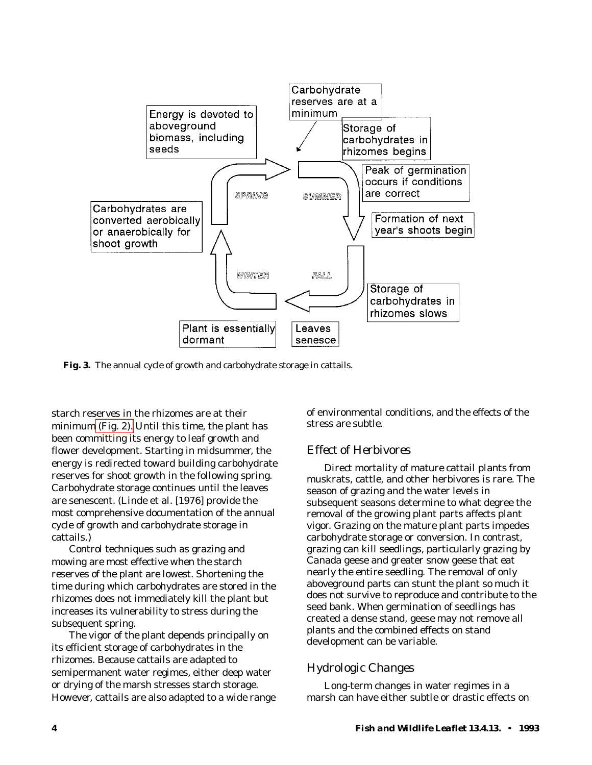**Fig. 3.** The annual cycle of growth and carbohydrate storage in cattails.

starch reserves in the rhizomes are at their minimum (Fig. 2). Until this time, the plant has been committing its energy to leaf growth and flower development. Starting in midsummer, the energy is redirected toward building carbohydrate reserves for shoot growth in the following spring. Carbohydrate storage continues until the leaves are senescent. (Linde et al. [1976] provide the most comprehensive documentation of the annual cycle of growth and carbohydrate storage in cattails.)

Control techniques such as grazing and mowing are most effective when the starch reserves of the plant are lowest. Shortening the time during which carbohydrates are stored in the rhizomes does not immediately kill the plant but increases its vulnerability to stress during the subsequent spring.

The vigor of the plant depends principally on its efficient storage of carbohydrates in the rhizomes. Because cattails are adapted to semipermanent water regimes, either deep water or drying of the marsh stresses starch storage. However, cattails are also adapted to a wide range of environmental conditions, and the effects of the stress are subtle.

## *Effect of Herbivores*

Direct mortality of mature cattail plants from muskrats, cattle, and other herbivores is rare. The season of grazing and the water levels in subsequent seasons determine to what degree the removal of the growing plant parts affects plant vigor. Grazing on the mature plant parts impedes carbohydrate storage or conversion. In contrast, grazing can kill seedlings, particularly grazing by Canada geese and greater snow geese that eat nearly the entire seedling. The removal of only aboveground parts can stunt the plant so much it does not survive to reproduce and contribute to the seed bank. When germination of seedlings has created a dense stand, geese may not remove all plants and the combined effects on stand development can be variable.

## *Hydrologic Changes*

Long-term changes in water regimes in a marsh can have either subtle or drastic effects on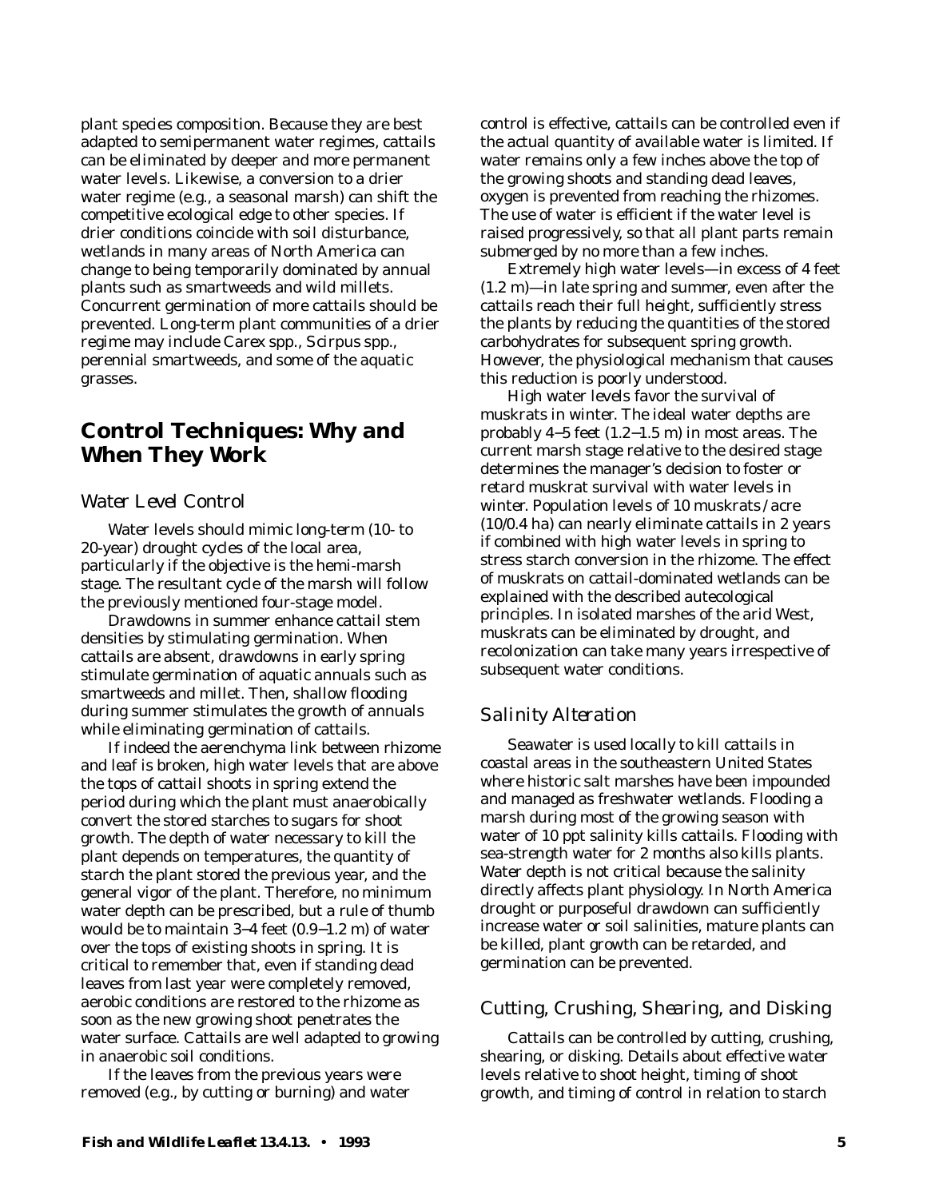plant species composition. Because they are best adapted to semipermanent water regimes, cattails can be eliminated by deeper and more permanent water levels. Likewise, a conversion to a drier water regime (e.g., a seasonal marsh) can shift the competitive ecological edge to other species. If drier conditions coincide with soil disturbance, wetlands in many areas of North America can change to being temporarily dominated by annual plants such as smartweeds and wild millets. Concurrent germination of more cattails should be prevented. Long-term plant communities of a drier regime may include *Carex* spp., *Scirpus* spp., perennial smartweeds, and some of the aquatic grasses.

## Control Techniques: Why and When They Work

### Water Level Control

Water levels should mimic long-term (10- to 20-year) drought cycles of the local area, particularly if the objective is the hemi-marsh stage. The resultant cycle of the marsh will follow the previously mentioned four-stage model.

Drawdowns in summer enhance cattail stem densities by stimulating germination. When cattails are absent, drawdowns in early spring stimulate germination of aquatic annuals such as smartweeds and millet. Then, shallow flooding during summer stimulates the growth of annuals while eliminating germination of cattails.

If indeed the aerenchyma link between rhizome and leaf is broken, high water levels that are above the tops of cattail shoots in spring extend the period during which the plant must anaerobically convert the stored starches to sugars for shoot growth. The depth of water necessary to kill the plant depends on temperatures, the quantity of starch the plant stored the previous year, and the general vigor of the plant. Therefore, no minimum water depth can be prescribed, but a rule of thumb would be to maintain 3–4 feet (0.9–1.2 m) of water over the tops of existing shoots in spring. It is critical to remember that, even if standing dead leaves from last year were completely removed, aerobic conditions are restored to the rhizome as soon as the new growing shoot penetrates the water surface. Cattails are well adapted to growing in anaerobic soil conditions.

If the leaves from the previous years were removed (e.g., by cutting or burning) and water control is effective, cattails can be controlled even if the actual quantity of available water is limited. If water remains only a few inches above the top of the growing shoots and standing dead leaves, oxygen is prevented from reaching the rhizomes. The use of water is efficient if the water level is raised progressively, so that all plant parts remain submerged by no more than a few inches.

Extremely high water levels—in excess of 4 feet (1.2 m)—in late spring and summer, even after the cattails reach their full height, sufficiently stress the plants by reducing the quantities of the stored carbohydrates for subsequent spring growth. However, the physiological mechanism that causes this reduction is poorly understood.

High water levels favor the survival of muskrats in winter. The ideal water depths are probably 4–5 feet (1.2–1.5 m) in most areas. The current marsh stage relative to the desired stage determines the manager's decision to foster or retard muskrat survival with water levels in winter. Population levels of 10 muskrats/acre (10/0.4 ha) can nearly eliminate cattails in 2 years if combined with high water levels in spring to stress starch conversion in the rhizome. The effect of muskrats on cattail-dominated wetlands can be explained with the described autecological principles. In isolated marshes of the arid West, muskrats can be eliminated by drought, and recolonization can take many years irrespective of subsequent water conditions.

### Salinity Alteration

Seawater is used locally to kill cattails in coastal areas in the southeastern United States where historic salt marshes have been impounded and managed as freshwater wetlands. Flooding a marsh during most of the growing season with water of 10 ppt salinity kills cattails. Flooding with sea-strength water for 2 months also kills plants. Water depth is not critical because the salinity directly affects plant physiology. In North America drought or purposeful drawdown can sufficiently increase water or soil salinities, mature plants can be killed, plant growth can be retarded, and germination can be prevented.

### Cutting, Crushing, Shearing, and Disking

Cattails can be controlled by cutting, crushing, shearing, or disking. Details about effective water levels relative to shoot height, timing of shoot growth, and timing of control in relation to starch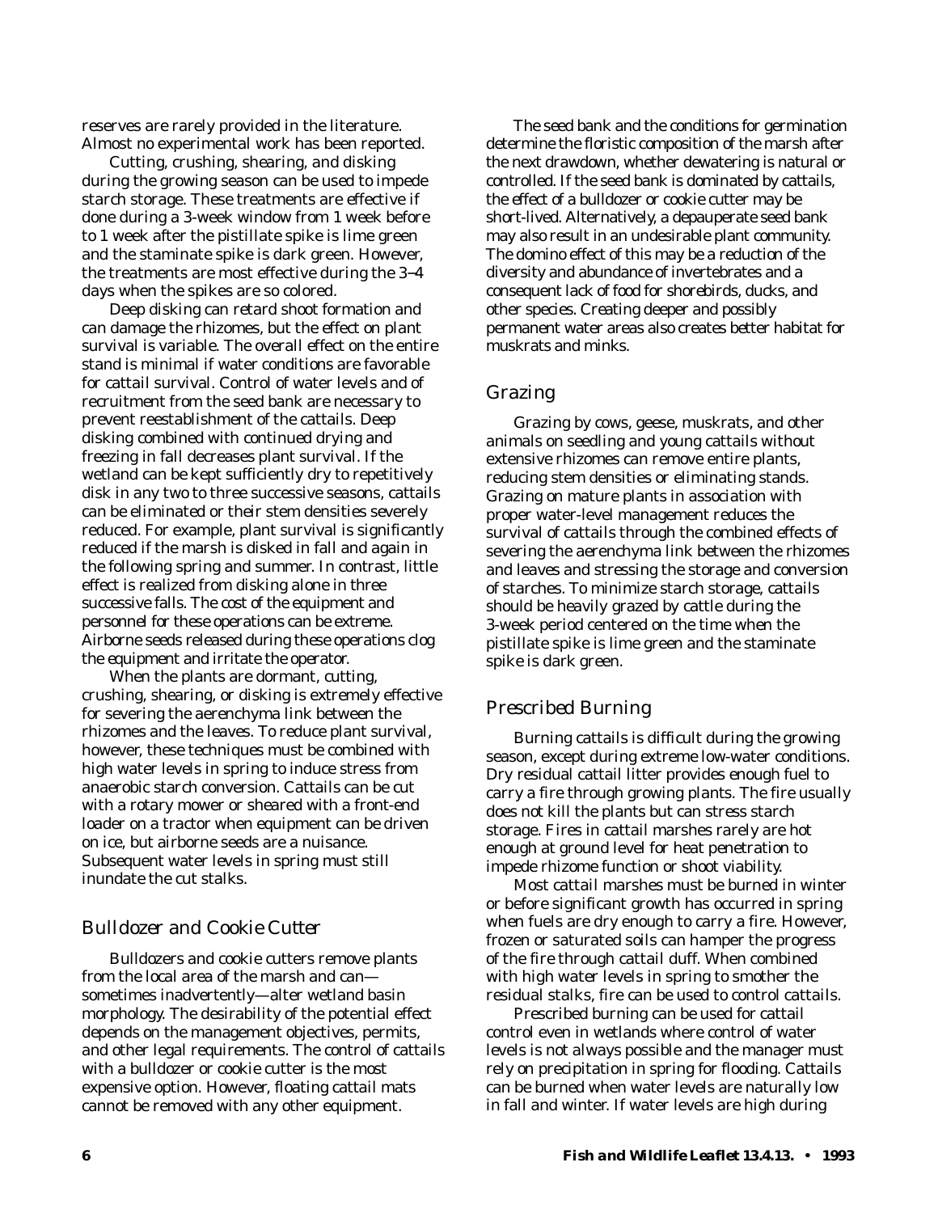reserves are rarely provided in the literature. Almost no experimental work has been reported.

Cutting, crushing, shearing, and disking during the growing season can be used to impede starch storage. These treatments are effective if done during a 3-week window from 1 week before to 1 week after the pistillate spike is lime green and the staminate spike is dark green. However, the treatments are most effective during the 3–4 days when the spikes are so colored.

Deep disking can retard shoot formation and can damage the rhizomes, but the effect on plant survival is variable. The overall effect on the entire stand is minimal if water conditions are favorable for cattail survival. Control of water levels and of recruitment from the seed bank are necessary to prevent reestablishment of the cattails. Deep disking combined with continued drying and freezing in fall decreases plant survival. If the wetland can be kept sufficiently dry to repetitively disk in any two to three successive seasons, cattails can be eliminated or their stem densities severely reduced. For example, plant survival is significantly reduced if the marsh is disked in fall and again in the following spring and summer. In contrast, little effect is realized from disking alone in three successive falls. The cost of the equipment and personnel for these operations can be extreme. Airborne seeds released during these operations clog the equipment and irritate the operator.

When the plants are dormant, cutting, crushing, shearing, or disking is extremely effective for severing the aerenchyma link between the rhizomes and the leaves. To reduce plant survival, however, these techniques must be combined with high water levels in spring to induce stress from anaerobic starch conversion. Cattails can be cut with a rotary mower or sheared with a front-end loader on a tractor when equipment can be driven on ice, but airborne seeds are a nuisance. Subsequent water levels in spring must still inundate the cut stalks.

## Bulldozer and Cookie Cutter

Bulldozers and cookie cutters remove plants from the local area of the marsh and can—sometimes inadvertently—alter wetland basin morphology. The desirability of the potential effect depends on the management objectives, permits, and other legal requirements. The control of cattails with a bulldozer or cookie cutter is the most expensive option. However, floating cattail mats cannot be removed with any other equipment.

The seed bank and the conditions for germination determine the floristic composition of the marsh after the next drawdown, whether dewatering is natural or controlled. If the seed bank is dominated by cattails, the effect of a bulldozer or cookie cutter may be short-lived. Alternatively, a depauperate seed bank may also result in an undesirable plant community. The domino effect of this may be a reduction of the diversity and abundance of invertebrates and a consequent lack of food for shorebirds, ducks, and other species. Creating deeper and possibly permanent water areas also creates better habitat for muskrats and minks.

## Grazing

Grazing by cows, geese, muskrats, and other animals on seedling and young cattails without extensive rhizomes can remove entire plants, reducing stem densities or eliminating stands. Grazing on mature plants in association with proper water-level management reduces the survival of cattails through the combined effects of severing the aerenchyma link between the rhizomes and leaves and stressing the storage and conversion of starches. To minimize starch storage, cattails should be heavily grazed by cattle during the 3-week period centered on the time when the pistillate spike is lime green and the staminate spike is dark green.

## Prescribed Burning

Burning cattails is difficult during the growing season, except during extreme low-water conditions. Dry residual cattail litter provides enough fuel to carry a fire through growing plants. The fire usually does not kill the plants but can stress starch storage. Fires in cattail marshes rarely are hot enough at ground level for heat penetration to impede rhizome function or shoot viability.

Most cattail marshes must be burned in winter or before significant growth has occurred in spring when fuels are dry enough to carry a fire. However, frozen or saturated soils can hamper the progress of the fire through cattail duff. When combined with high water levels in spring to smother the residual stalks, fire can be used to control cattails.

Prescribed burning can be used for cattail control even in wetlands where control of water levels is not always possible and the manager must rely on precipitation in spring for flooding. Cattails can be burned when water levels are naturally low in fall and winter. If water levels are high during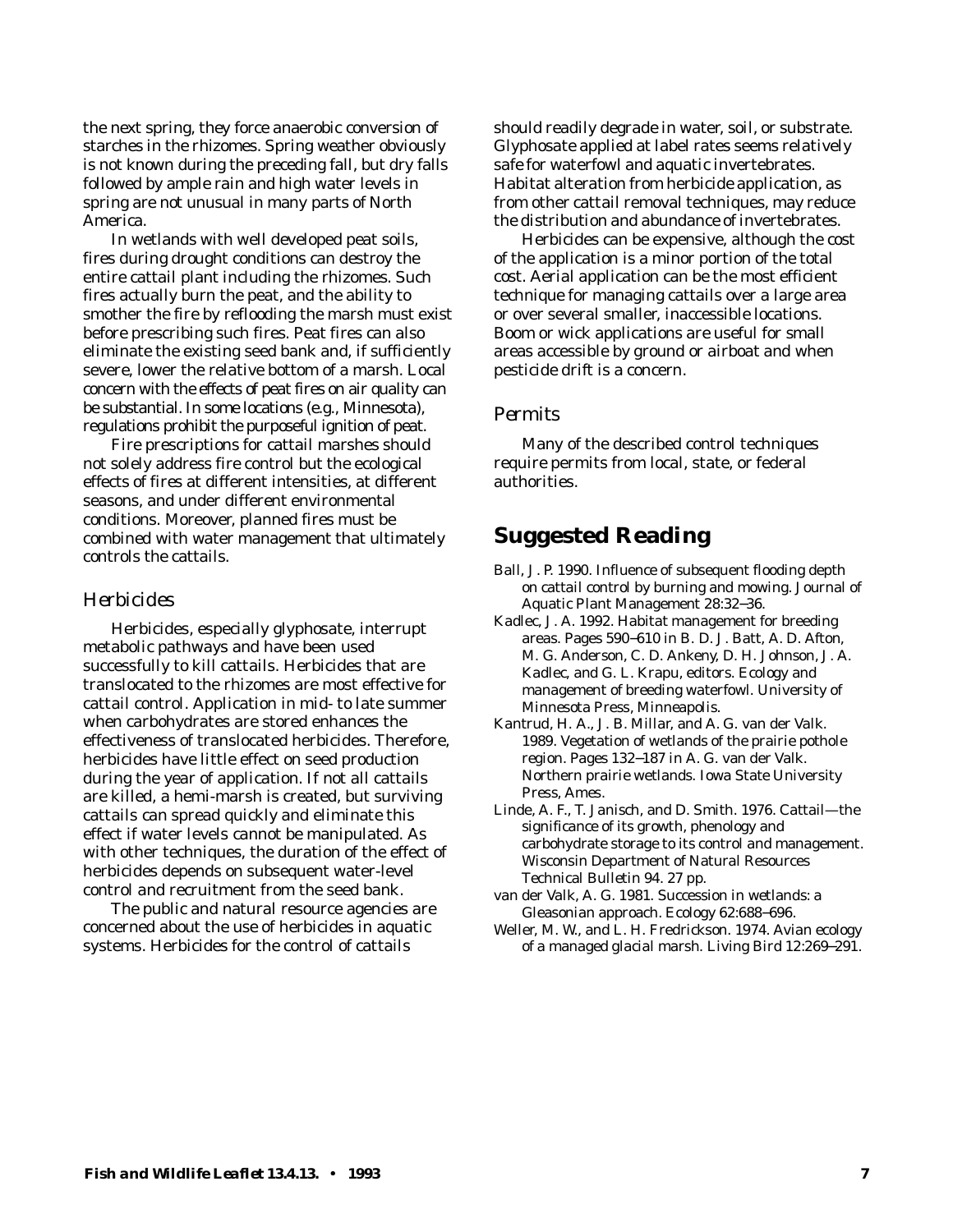the next spring, they force anaerobic conversion of starches in the rhizomes. Spring weather obviously is not known during the preceding fall, but dry falls followed by ample rain and high water levels in spring are not unusual in many parts of North America.

In wetlands with well developed peat soils, fires during drought conditions can destroy the entire cattail plant including the rhizomes. Such fires actually burn the peat, and the ability to smother the fire by reflooding the marsh must exist before prescribing such fires. Peat fires can also eliminate the existing seed bank and, if sufficiently severe, lower the relative bottom of a marsh. Local concern with the effects of peat fires on air quality can be substantial. In some locations (e.g., Minnesota), regulations prohibit the purposeful ignition of peat.

Fire prescriptions for cattail marshes should not solely address fire control but the ecological effects of fires at different intensities, at different seasons, and under different environmental conditions. Moreover, planned fires must be combined with water management that ultimately controls the cattails.

### *Herbicides*

Herbicides, especially glyphosate, interrupt metabolic pathways and have been used successfully to kill cattails. Herbicides that are translocated to the rhizomes are most effective for cattail control. Application in mid- to late summer when carbohydrates are stored enhances the effectiveness of translocated herbicides. Therefore, herbicides have little effect on seed production during the year of application. If not all cattails are killed, a hemi-marsh is created, but surviving cattails can spread quickly and eliminate this effect if water levels cannot be manipulated. As with other techniques, the duration of the effect of herbicides depends on subsequent water-level control and recruitment from the seed bank.

The public and natural resource agencies are concerned about the use of herbicides in aquatic systems. Herbicides for the control of cattails should readily degrade in water, soil, or substrate. Glyphosate applied at label rates seems relatively safe for waterfowl and aquatic invertebrates. Habitat alteration from herbicide application, as from other cattail removal techniques, may reduce the distribution and abundance of invertebrates.

Herbicides can be expensive, although the cost of the application is a minor portion of the total cost. Aerial application can be the most efficient technique for managing cattails over a large area or over several smaller, inaccessible locations. Boom or wick applications are useful for small areas accessible by ground or airboat and when pesticide drift is a concern.

### *Permits*

Many of the described control techniques require permits from local, state, or federal authorities.

## Suggested Reading

Ball, J. P. 1990. Influence of subsequent flooding depth on cattail control by burning and mowing. Journal of Aquatic Plant Management 28:32–36.

Kadlec, J. A. 1992. Habitat management for breeding areas. Pages 590–610 *in* B. D. J. Batt, A. D. Afton, M. G. Anderson, C. D. Ankeny, D. H. Johnson, J. A. Kadlec, and G. L. Krapu, editors. Ecology and management of breeding waterfowl. University of Minnesota Press, Minneapolis.

Kantrud, H. A., J. B. Millar, and A. G. van der Valk. 1989. Vegetation of wetlands of the prairie pothole region. Pages 132–187 *in* A. G. van der Valk. Northern prairie wetlands. Iowa State University Press, Ames.

Linde, A. F., T. Janisch, and D. Smith. 1976. Cattail—the significance of its growth, phenology and carbohydrate storage to its control and management. Wisconsin Department of Natural Resources Technical Bulletin 94. 27 pp.

van der Valk, A. G. 1981. Succession in wetlands: a Gleasonian approach. Ecology 62:688–696.

Weller, M. W., and L. H. Fredrickson. 1974. Avian ecology of a managed glacial marsh. Living Bird 12:269–291.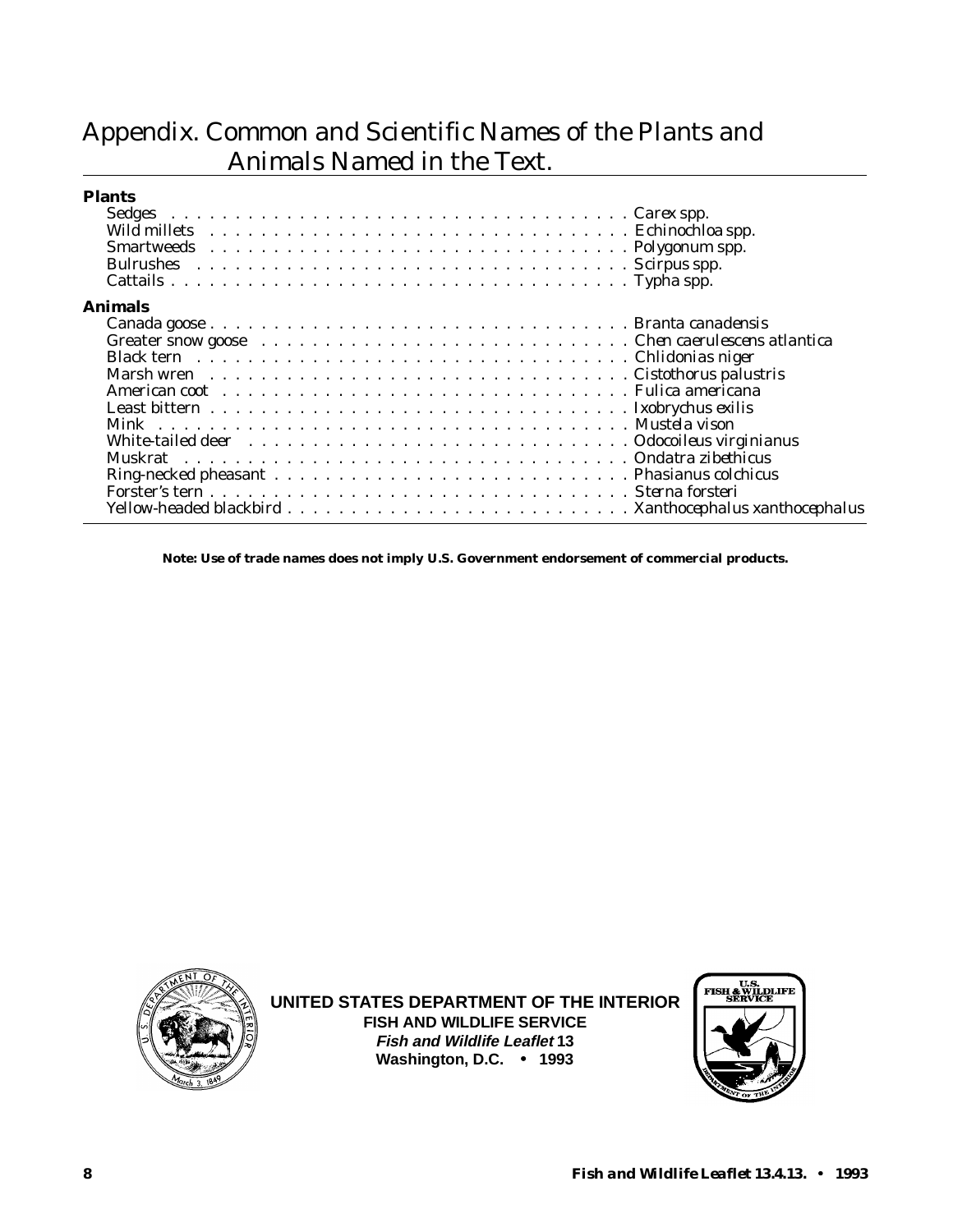# Appendix. Common and Scientific Names of the Plants and Animals Named in the Text.

**Plants**

| | |
|---|---|
| Sedges | *Carex* spp. |
| Wild millets | *Echinochloa* spp. |
| Smartweeds | *Polygonum* spp. |
| Bulrushes | *Scirpus* spp. |
| Cattails | *Typha* spp. |

**Animals**

| | |
|---|---|
| Canada goose | *Branta canadensis* |
| Greater snow goose | *Chen caerulescens atlantica* |
| Black tern | *Chlidonias niger* |
| Marsh wren | *Cistothorus palustris* |
| American coot | *Fulica americana* |
| Least bittern | *Ixobrychus exilis* |
| Mink | *Mustela vison* |
| White-tailed deer | *Odocoileus virginianus* |
| Muskrat | *Ondatra zibethicus* |
| Ring-necked pheasant | *Phasianus colchicus* |
| Forster's tern | *Sterna forsteri* |
| Yellow-headed blackbird | *Xanthocephalus xanthocephalus* |

**Note: Use of trade names does not imply U.S. Government endorsement of commercial products.**

**UNITED STATES DEPARTMENT OF THE INTERIOR**
**FISH AND WILDLIFE SERVICE**
***Fish and Wildlife Leaflet* 13**
**Washington, D.C. • 1993**